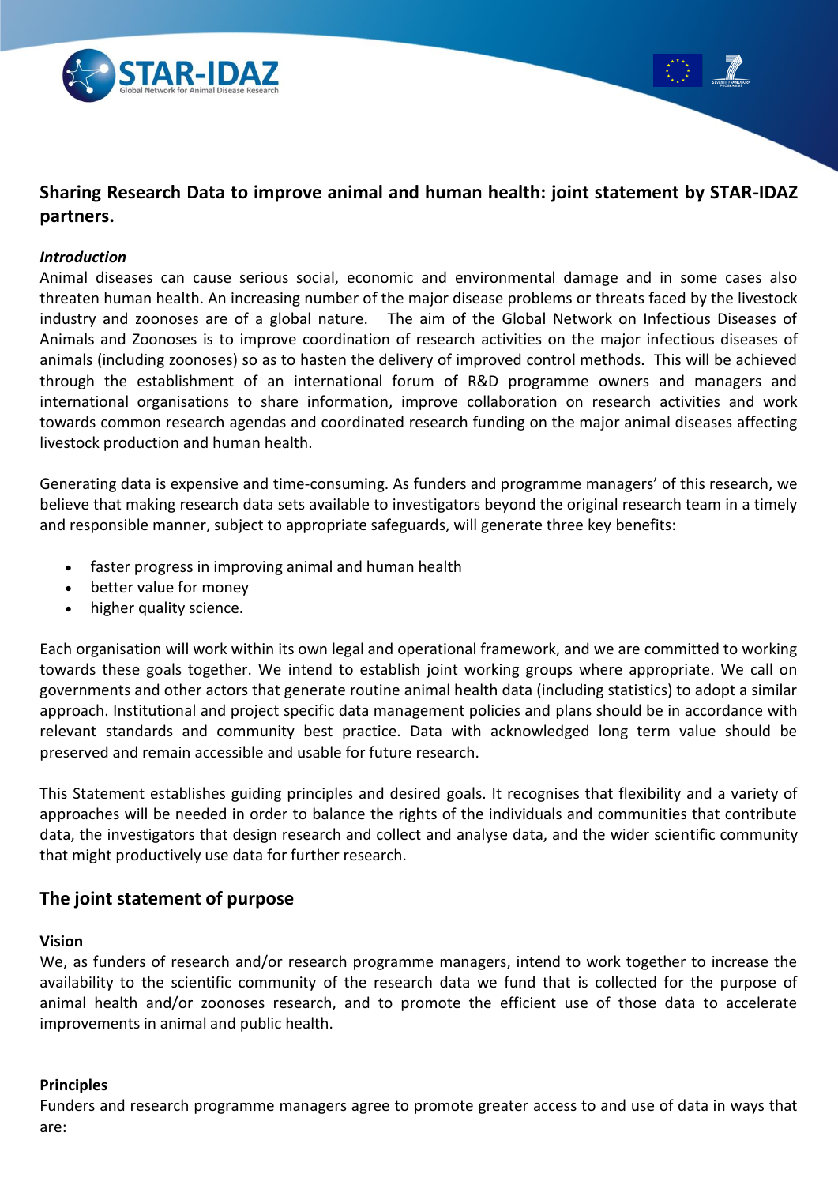# Sharing Research Data to improve animal and human health: joint statement by STAR-IDAZ partners.

***Introduction***

Animal diseases can cause serious social, economic and environmental damage and in some cases also threaten human health. An increasing number of the major disease problems or threats faced by the livestock industry and zoonoses are of a global nature. The aim of the Global Network on Infectious Diseases of Animals and Zoonoses is to improve coordination of research activities on the major infectious diseases of animals (including zoonoses) so as to hasten the delivery of improved control methods. This will be achieved through the establishment of an international forum of R&D programme owners and managers and international organisations to share information, improve collaboration on research activities and work towards common research agendas and coordinated research funding on the major animal diseases affecting livestock production and human health.

Generating data is expensive and time-consuming. As funders and programme managers' of this research, we believe that making research data sets available to investigators beyond the original research team in a timely and responsible manner, subject to appropriate safeguards, will generate three key benefits:

- faster progress in improving animal and human health
- better value for money
- higher quality science.

Each organisation will work within its own legal and operational framework, and we are committed to working towards these goals together. We intend to establish joint working groups where appropriate. We call on governments and other actors that generate routine animal health data (including statistics) to adopt a similar approach. Institutional and project specific data management policies and plans should be in accordance with relevant standards and community best practice. Data with acknowledged long term value should be preserved and remain accessible and usable for future research.

This Statement establishes guiding principles and desired goals. It recognises that flexibility and a variety of approaches will be needed in order to balance the rights of the individuals and communities that contribute data, the investigators that design research and collect and analyse data, and the wider scientific community that might productively use data for further research.

## The joint statement of purpose

**Vision**

We, as funders of research and/or research programme managers, intend to work together to increase the availability to the scientific community of the research data we fund that is collected for the purpose of animal health and/or zoonoses research, and to promote the efficient use of those data to accelerate improvements in animal and public health.

**Principles**

Funders and research programme managers agree to promote greater access to and use of data in ways that are: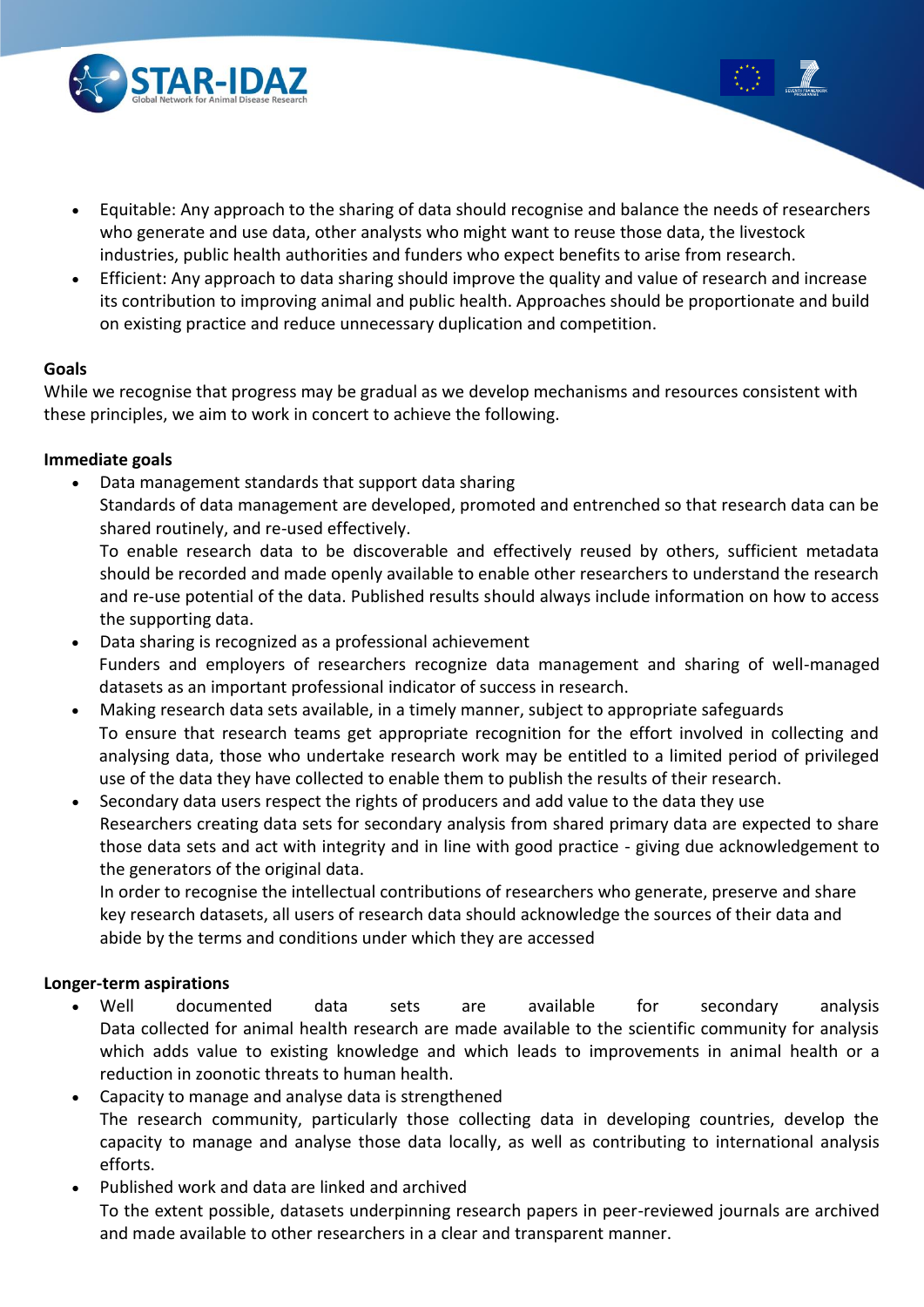- Equitable: Any approach to the sharing of data should recognise and balance the needs of researchers who generate and use data, other analysts who might want to reuse those data, the livestock industries, public health authorities and funders who expect benefits to arise from research.
- Efficient: Any approach to data sharing should improve the quality and value of research and increase its contribution to improving animal and public health. Approaches should be proportionate and build on existing practice and reduce unnecessary duplication and competition.

**Goals**

While we recognise that progress may be gradual as we develop mechanisms and resources consistent with these principles, we aim to work in concert to achieve the following.

**Immediate goals**

- Data management standards that support data sharing
  Standards of data management are developed, promoted and entrenched so that research data can be shared routinely, and re-used effectively.
  To enable research data to be discoverable and effectively reused by others, sufficient metadata should be recorded and made openly available to enable other researchers to understand the research and re-use potential of the data. Published results should always include information on how to access the supporting data.
- Data sharing is recognized as a professional achievement
  Funders and employers of researchers recognize data management and sharing of well-managed datasets as an important professional indicator of success in research.
- Making research data sets available, in a timely manner, subject to appropriate safeguards
  To ensure that research teams get appropriate recognition for the effort involved in collecting and analysing data, those who undertake research work may be entitled to a limited period of privileged use of the data they have collected to enable them to publish the results of their research.
- Secondary data users respect the rights of producers and add value to the data they use
  Researchers creating data sets for secondary analysis from shared primary data are expected to share those data sets and act with integrity and in line with good practice - giving due acknowledgement to the generators of the original data.
  In order to recognise the intellectual contributions of researchers who generate, preserve and share key research datasets, all users of research data should acknowledge the sources of their data and abide by the terms and conditions under which they are accessed

**Longer-term aspirations**

- Well documented data sets are available for secondary analysis
  Data collected for animal health research are made available to the scientific community for analysis which adds value to existing knowledge and which leads to improvements in animal health or a reduction in zoonotic threats to human health.
- Capacity to manage and analyse data is strengthened
  The research community, particularly those collecting data in developing countries, develop the capacity to manage and analyse those data locally, as well as contributing to international analysis efforts.
- Published work and data are linked and archived
  To the extent possible, datasets underpinning research papers in peer-reviewed journals are archived and made available to other researchers in a clear and transparent manner.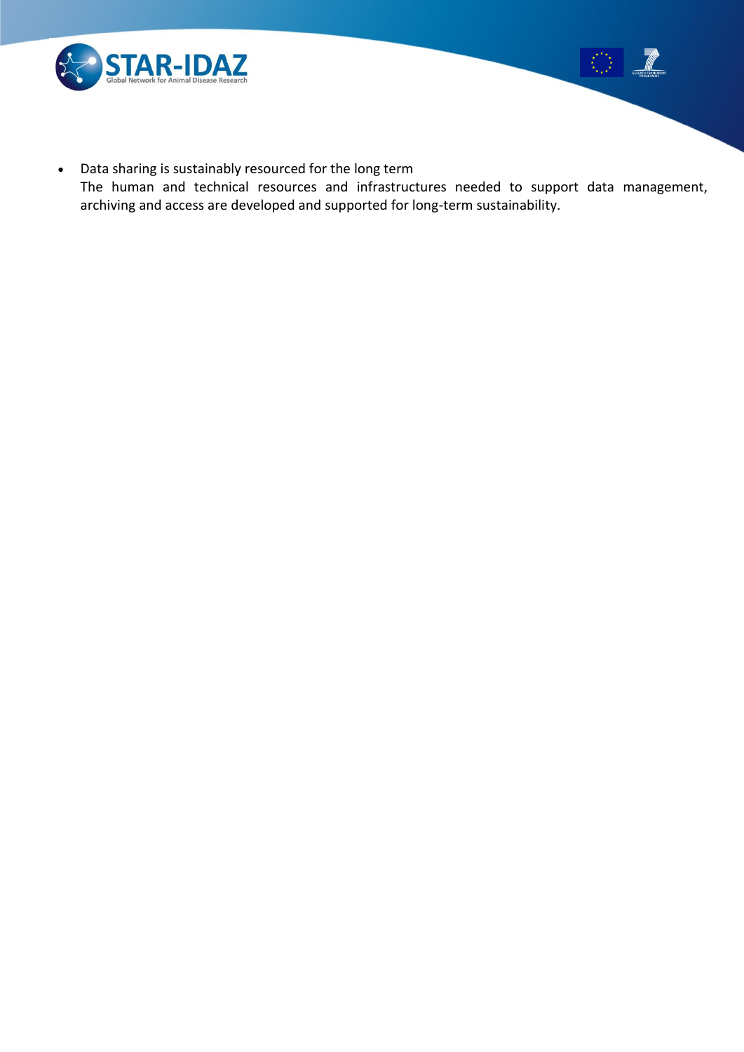- Data sharing is sustainably resourced for the long term
  The human and technical resources and infrastructures needed to support data management, archiving and access are developed and supported for long-term sustainability.